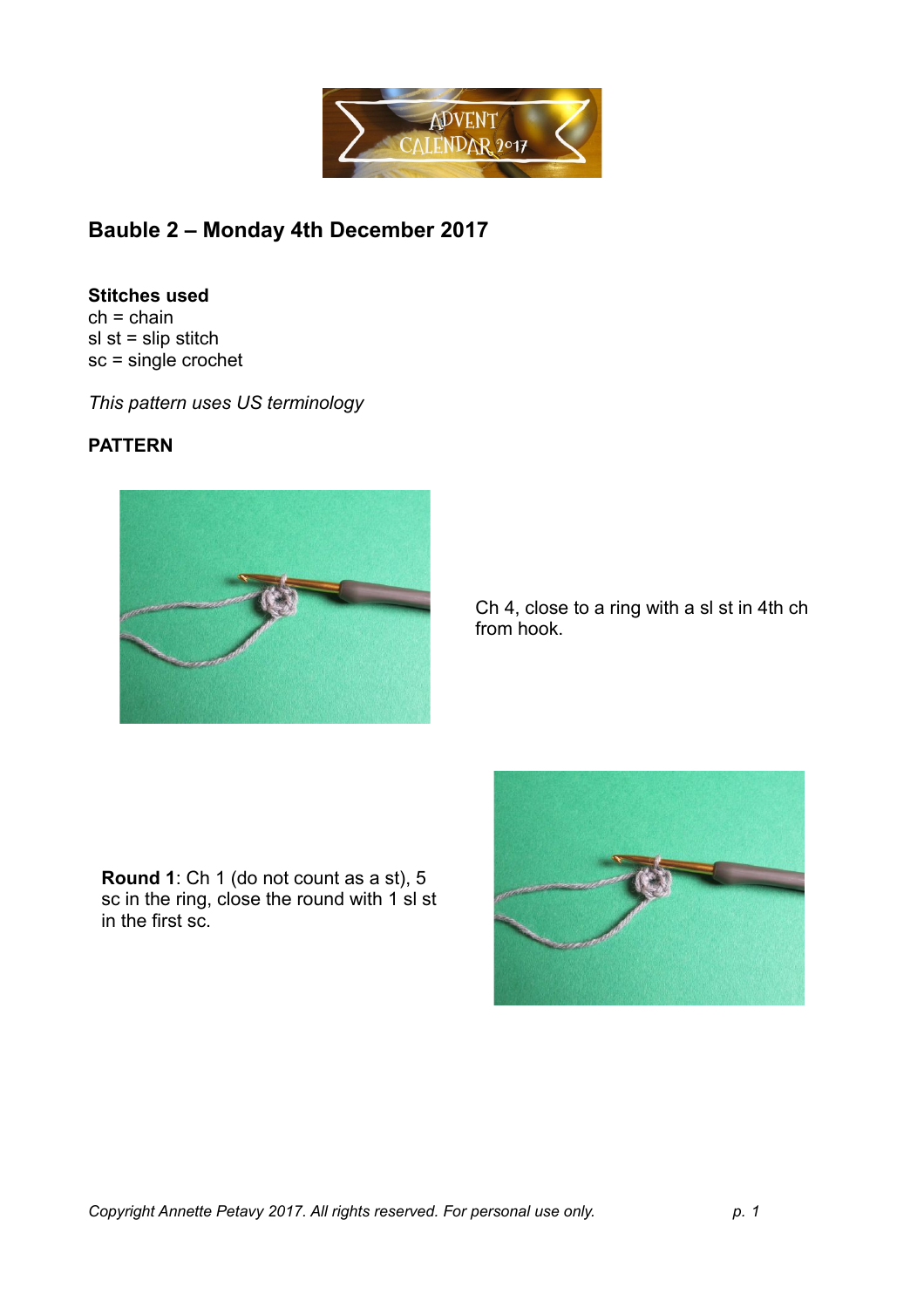## Bauble 2 – Monday 4th December 2017

**Stitches used**
ch = chain
sl st = slip stitch
sc = single crochet

*This pattern uses US terminology*

**PATTERN**

Ch 4, close to a ring with a sl st in 4th ch from hook.

**Round 1**: Ch 1 (do not count as a st), 5 sc in the ring, close the round with 1 sl st in the first sc.

*Copyright Annette Petavy 2017. All rights reserved. For personal use only.*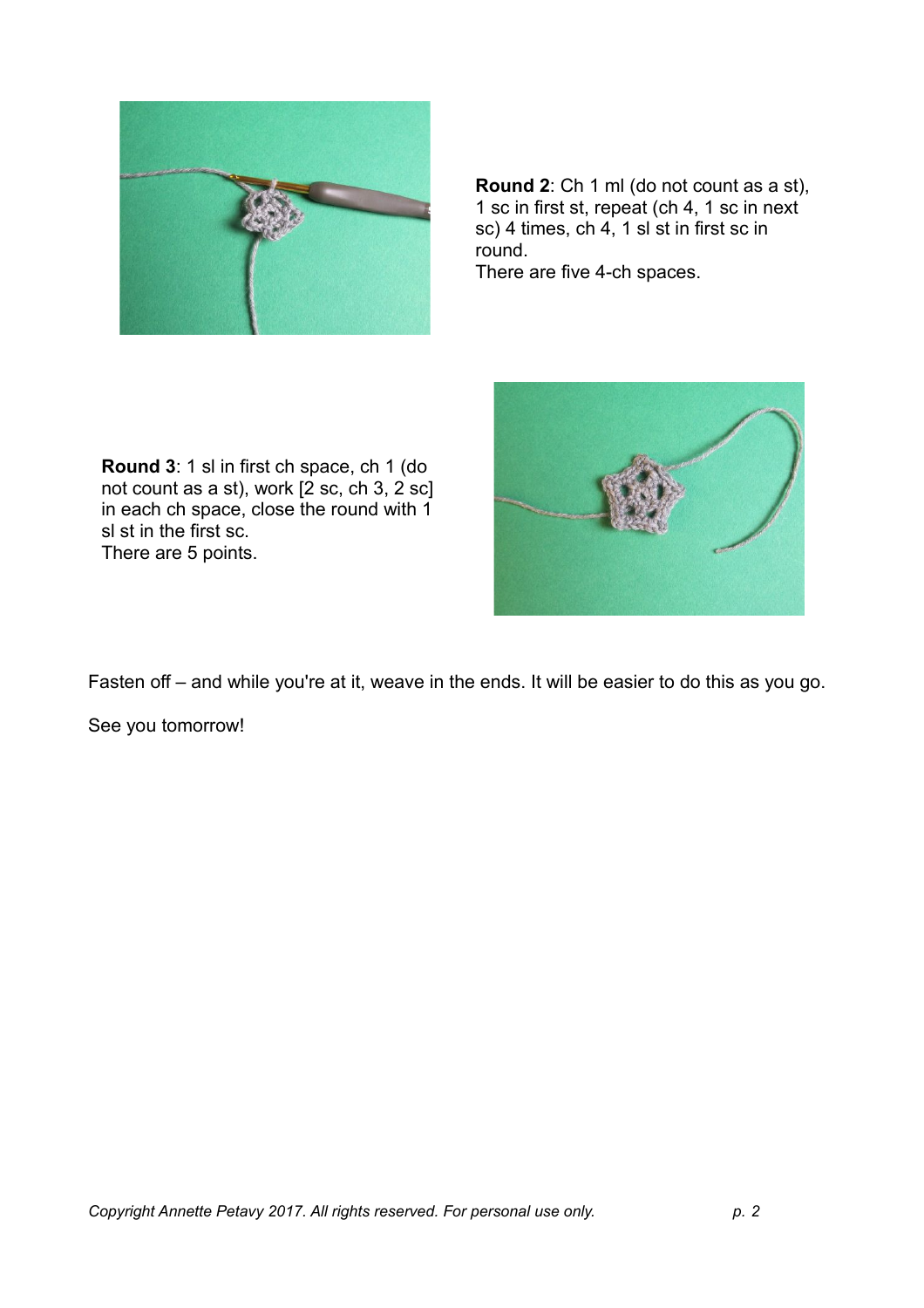**Round 2**: Ch 1 ml (do not count as a st), 1 sc in first st, repeat (ch 4, 1 sc in next sc) 4 times, ch 4, 1 sl st in first sc in round.
There are five 4-ch spaces.

**Round 3**: 1 sl in first ch space, ch 1 (do not count as a st), work [2 sc, ch 3, 2 sc] in each ch space, close the round with 1 sl st in the first sc.
There are 5 points.

Fasten off – and while you're at it, weave in the ends. It will be easier to do this as you go.

See you tomorrow!

*Copyright Annette Petavy 2017. All rights reserved. For personal use only.*